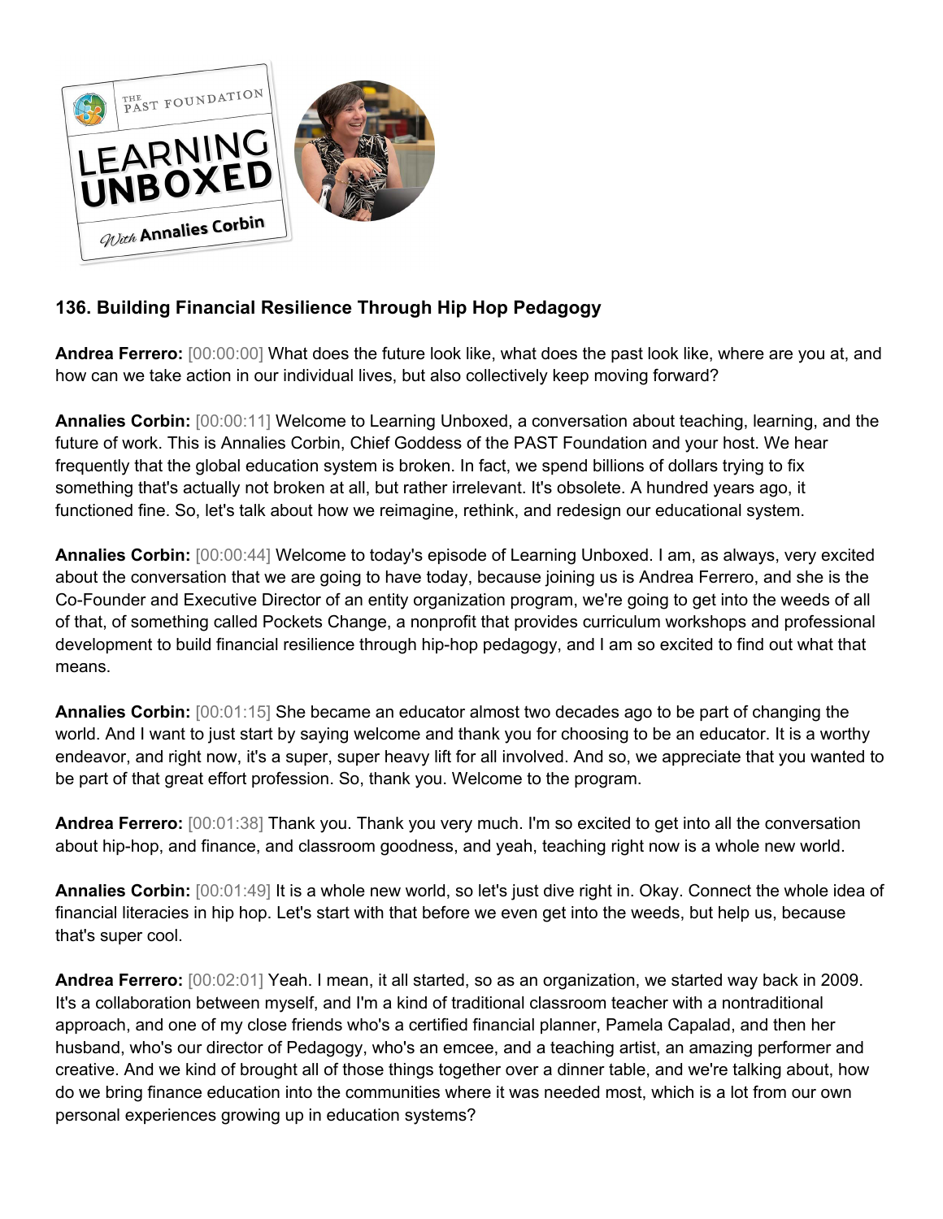## 136. Building Financial Resilience Through Hip Hop Pedagogy

**Andrea Ferrero:** [00:00:00] What does the future look like, what does the past look like, where are you at, and how can we take action in our individual lives, but also collectively keep moving forward?

**Annalies Corbin:** [00:00:11] Welcome to Learning Unboxed, a conversation about teaching, learning, and the future of work. This is Annalies Corbin, Chief Goddess of the PAST Foundation and your host. We hear frequently that the global education system is broken. In fact, we spend billions of dollars trying to fix something that's actually not broken at all, but rather irrelevant. It's obsolete. A hundred years ago, it functioned fine. So, let's talk about how we reimagine, rethink, and redesign our educational system.

**Annalies Corbin:** [00:00:44] Welcome to today's episode of Learning Unboxed. I am, as always, very excited about the conversation that we are going to have today, because joining us is Andrea Ferrero, and she is the Co-Founder and Executive Director of an entity organization program, we're going to get into the weeds of all of that, of something called Pockets Change, a nonprofit that provides curriculum workshops and professional development to build financial resilience through hip-hop pedagogy, and I am so excited to find out what that means.

**Annalies Corbin:** [00:01:15] She became an educator almost two decades ago to be part of changing the world. And I want to just start by saying welcome and thank you for choosing to be an educator. It is a worthy endeavor, and right now, it's a super, super heavy lift for all involved. And so, we appreciate that you wanted to be part of that great effort profession. So, thank you. Welcome to the program.

**Andrea Ferrero:** [00:01:38] Thank you. Thank you very much. I'm so excited to get into all the conversation about hip-hop, and finance, and classroom goodness, and yeah, teaching right now is a whole new world.

**Annalies Corbin:** [00:01:49] It is a whole new world, so let's just dive right in. Okay. Connect the whole idea of financial literacies in hip hop. Let's start with that before we even get into the weeds, but help us, because that's super cool.

**Andrea Ferrero:** [00:02:01] Yeah. I mean, it all started, so as an organization, we started way back in 2009. It's a collaboration between myself, and I'm a kind of traditional classroom teacher with a nontraditional approach, and one of my close friends who's a certified financial planner, Pamela Capalad, and then her husband, who's our director of Pedagogy, who's an emcee, and a teaching artist, an amazing performer and creative. And we kind of brought all of those things together over a dinner table, and we're talking about, how do we bring finance education into the communities where it was needed most, which is a lot from our own personal experiences growing up in education systems?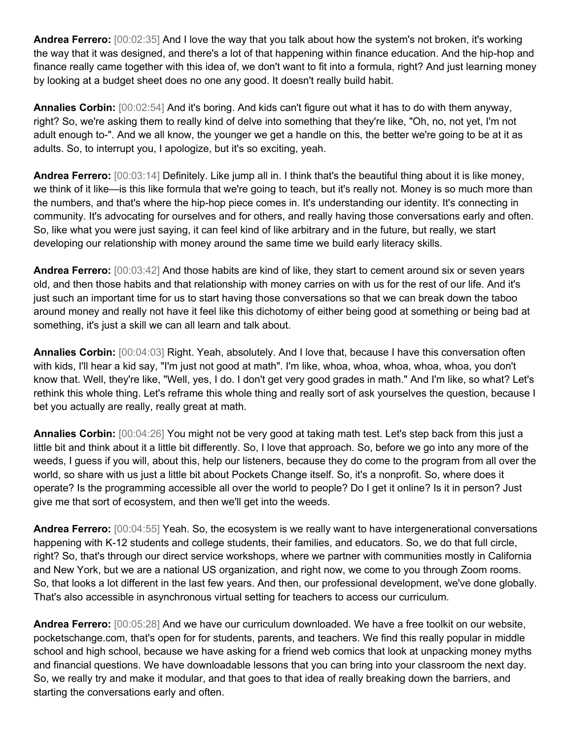**Andrea Ferrero:** [00:02:35] And I love the way that you talk about how the system's not broken, it's working the way that it was designed, and there's a lot of that happening within finance education. And the hip-hop and finance really came together with this idea of, we don't want to fit into a formula, right? And just learning money by looking at a budget sheet does no one any good. It doesn't really build habit.

**Annalies Corbin:** [00:02:54] And it's boring. And kids can't figure out what it has to do with them anyway, right? So, we're asking them to really kind of delve into something that they're like, "Oh, no, not yet, I'm not adult enough to-". And we all know, the younger we get a handle on this, the better we're going to be at it as adults. So, to interrupt you, I apologize, but it's so exciting, yeah.

**Andrea Ferrero:** [00:03:14] Definitely. Like jump all in. I think that's the beautiful thing about it is like money, we think of it like—is this like formula that we're going to teach, but it's really not. Money is so much more than the numbers, and that's where the hip-hop piece comes in. It's understanding our identity. It's connecting in community. It's advocating for ourselves and for others, and really having those conversations early and often. So, like what you were just saying, it can feel kind of like arbitrary and in the future, but really, we start developing our relationship with money around the same time we build early literacy skills.

**Andrea Ferrero:** [00:03:42] And those habits are kind of like, they start to cement around six or seven years old, and then those habits and that relationship with money carries on with us for the rest of our life. And it's just such an important time for us to start having those conversations so that we can break down the taboo around money and really not have it feel like this dichotomy of either being good at something or being bad at something, it's just a skill we can all learn and talk about.

**Annalies Corbin:** [00:04:03] Right. Yeah, absolutely. And I love that, because I have this conversation often with kids, I'll hear a kid say, "I'm just not good at math". I'm like, whoa, whoa, whoa, whoa, whoa, you don't know that. Well, they're like, "Well, yes, I do. I don't get very good grades in math." And I'm like, so what? Let's rethink this whole thing. Let's reframe this whole thing and really sort of ask yourselves the question, because I bet you actually are really, really great at math.

**Annalies Corbin:** [00:04:26] You might not be very good at taking math test. Let's step back from this just a little bit and think about it a little bit differently. So, I love that approach. So, before we go into any more of the weeds, I guess if you will, about this, help our listeners, because they do come to the program from all over the world, so share with us just a little bit about Pockets Change itself. So, it's a nonprofit. So, where does it operate? Is the programming accessible all over the world to people? Do I get it online? Is it in person? Just give me that sort of ecosystem, and then we'll get into the weeds.

**Andrea Ferrero:** [00:04:55] Yeah. So, the ecosystem is we really want to have intergenerational conversations happening with K-12 students and college students, their families, and educators. So, we do that full circle, right? So, that's through our direct service workshops, where we partner with communities mostly in California and New York, but we are a national US organization, and right now, we come to you through Zoom rooms. So, that looks a lot different in the last few years. And then, our professional development, we've done globally. That's also accessible in asynchronous virtual setting for teachers to access our curriculum.

**Andrea Ferrero:** [00:05:28] And we have our curriculum downloaded. We have a free toolkit on our website, pocketschange.com, that's open for for students, parents, and teachers. We find this really popular in middle school and high school, because we have asking for a friend web comics that look at unpacking money myths and financial questions. We have downloadable lessons that you can bring into your classroom the next day. So, we really try and make it modular, and that goes to that idea of really breaking down the barriers, and starting the conversations early and often.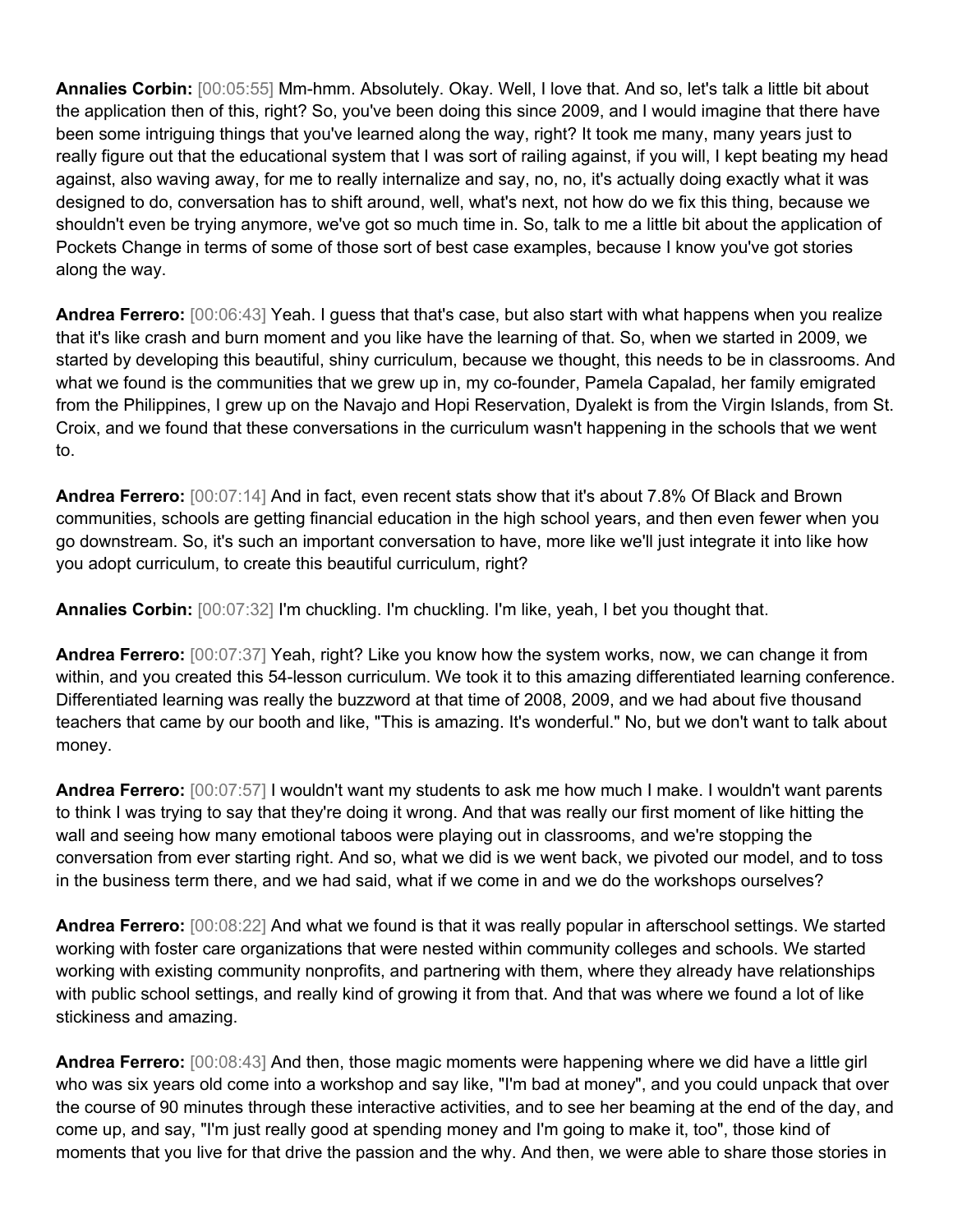**Annalies Corbin:** [00:05:55] Mm-hmm. Absolutely. Okay. Well, I love that. And so, let's talk a little bit about the application then of this, right? So, you've been doing this since 2009, and I would imagine that there have been some intriguing things that you've learned along the way, right? It took me many, many years just to really figure out that the educational system that I was sort of railing against, if you will, I kept beating my head against, also waving away, for me to really internalize and say, no, no, it's actually doing exactly what it was designed to do, conversation has to shift around, well, what's next, not how do we fix this thing, because we shouldn't even be trying anymore, we've got so much time in. So, talk to me a little bit about the application of Pockets Change in terms of some of those sort of best case examples, because I know you've got stories along the way.

**Andrea Ferrero:** [00:06:43] Yeah. I guess that that's case, but also start with what happens when you realize that it's like crash and burn moment and you like have the learning of that. So, when we started in 2009, we started by developing this beautiful, shiny curriculum, because we thought, this needs to be in classrooms. And what we found is the communities that we grew up in, my co-founder, Pamela Capalad, her family emigrated from the Philippines, I grew up on the Navajo and Hopi Reservation, Dyalekt is from the Virgin Islands, from St. Croix, and we found that these conversations in the curriculum wasn't happening in the schools that we went to.

**Andrea Ferrero:** [00:07:14] And in fact, even recent stats show that it's about 7.8% Of Black and Brown communities, schools are getting financial education in the high school years, and then even fewer when you go downstream. So, it's such an important conversation to have, more like we'll just integrate it into like how you adopt curriculum, to create this beautiful curriculum, right?

**Annalies Corbin:** [00:07:32] I'm chuckling. I'm chuckling. I'm like, yeah, I bet you thought that.

**Andrea Ferrero:** [00:07:37] Yeah, right? Like you know how the system works, now, we can change it from within, and you created this 54-lesson curriculum. We took it to this amazing differentiated learning conference. Differentiated learning was really the buzzword at that time of 2008, 2009, and we had about five thousand teachers that came by our booth and like, "This is amazing. It's wonderful." No, but we don't want to talk about money.

**Andrea Ferrero:** [00:07:57] I wouldn't want my students to ask me how much I make. I wouldn't want parents to think I was trying to say that they're doing it wrong. And that was really our first moment of like hitting the wall and seeing how many emotional taboos were playing out in classrooms, and we're stopping the conversation from ever starting right. And so, what we did is we went back, we pivoted our model, and to toss in the business term there, and we had said, what if we come in and we do the workshops ourselves?

**Andrea Ferrero:** [00:08:22] And what we found is that it was really popular in afterschool settings. We started working with foster care organizations that were nested within community colleges and schools. We started working with existing community nonprofits, and partnering with them, where they already have relationships with public school settings, and really kind of growing it from that. And that was where we found a lot of like stickiness and amazing.

**Andrea Ferrero:** [00:08:43] And then, those magic moments were happening where we did have a little girl who was six years old come into a workshop and say like, "I'm bad at money", and you could unpack that over the course of 90 minutes through these interactive activities, and to see her beaming at the end of the day, and come up, and say, "I'm just really good at spending money and I'm going to make it, too", those kind of moments that you live for that drive the passion and the why. And then, we were able to share those stories in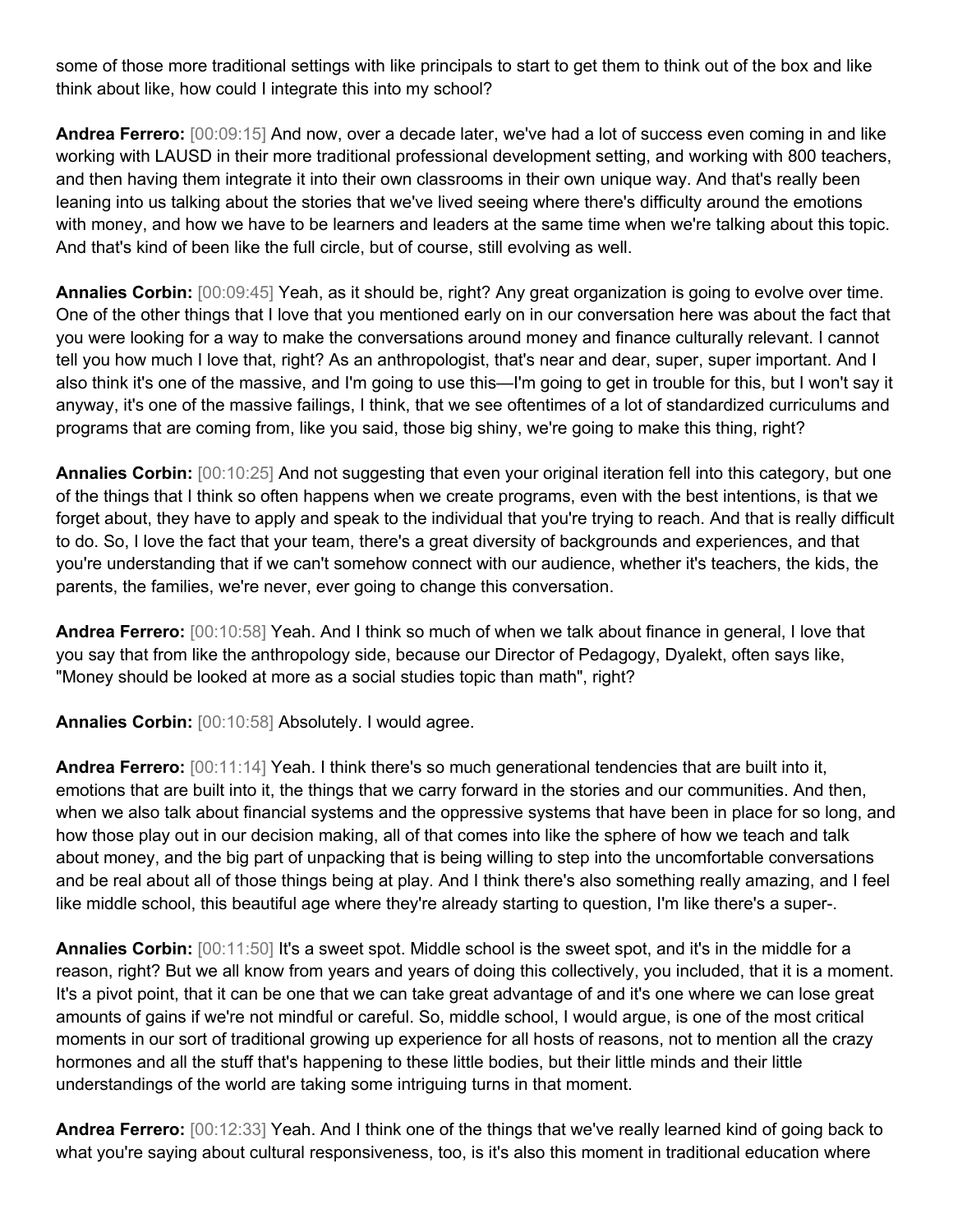some of those more traditional settings with like principals to start to get them to think out of the box and like think about like, how could I integrate this into my school?

**Andrea Ferrero:** [00:09:15] And now, over a decade later, we've had a lot of success even coming in and like working with LAUSD in their more traditional professional development setting, and working with 800 teachers, and then having them integrate it into their own classrooms in their own unique way. And that's really been leaning into us talking about the stories that we've lived seeing where there's difficulty around the emotions with money, and how we have to be learners and leaders at the same time when we're talking about this topic. And that's kind of been like the full circle, but of course, still evolving as well.

**Annalies Corbin:** [00:09:45] Yeah, as it should be, right? Any great organization is going to evolve over time. One of the other things that I love that you mentioned early on in our conversation here was about the fact that you were looking for a way to make the conversations around money and finance culturally relevant. I cannot tell you how much I love that, right? As an anthropologist, that's near and dear, super, super important. And I also think it's one of the massive, and I'm going to use this—I'm going to get in trouble for this, but I won't say it anyway, it's one of the massive failings, I think, that we see oftentimes of a lot of standardized curriculums and programs that are coming from, like you said, those big shiny, we're going to make this thing, right?

**Annalies Corbin:** [00:10:25] And not suggesting that even your original iteration fell into this category, but one of the things that I think so often happens when we create programs, even with the best intentions, is that we forget about, they have to apply and speak to the individual that you're trying to reach. And that is really difficult to do. So, I love the fact that your team, there's a great diversity of backgrounds and experiences, and that you're understanding that if we can't somehow connect with our audience, whether it's teachers, the kids, the parents, the families, we're never, ever going to change this conversation.

**Andrea Ferrero:** [00:10:58] Yeah. And I think so much of when we talk about finance in general, I love that you say that from like the anthropology side, because our Director of Pedagogy, Dyalekt, often says like, "Money should be looked at more as a social studies topic than math", right?

**Annalies Corbin:** [00:10:58] Absolutely. I would agree.

**Andrea Ferrero:** [00:11:14] Yeah. I think there's so much generational tendencies that are built into it, emotions that are built into it, the things that we carry forward in the stories and our communities. And then, when we also talk about financial systems and the oppressive systems that have been in place for so long, and how those play out in our decision making, all of that comes into like the sphere of how we teach and talk about money, and the big part of unpacking that is being willing to step into the uncomfortable conversations and be real about all of those things being at play. And I think there's also something really amazing, and I feel like middle school, this beautiful age where they're already starting to question, I'm like there's a super-.

**Annalies Corbin:** [00:11:50] It's a sweet spot. Middle school is the sweet spot, and it's in the middle for a reason, right? But we all know from years and years of doing this collectively, you included, that it is a moment. It's a pivot point, that it can be one that we can take great advantage of and it's one where we can lose great amounts of gains if we're not mindful or careful. So, middle school, I would argue, is one of the most critical moments in our sort of traditional growing up experience for all hosts of reasons, not to mention all the crazy hormones and all the stuff that's happening to these little bodies, but their little minds and their little understandings of the world are taking some intriguing turns in that moment.

**Andrea Ferrero:** [00:12:33] Yeah. And I think one of the things that we've really learned kind of going back to what you're saying about cultural responsiveness, too, is it's also this moment in traditional education where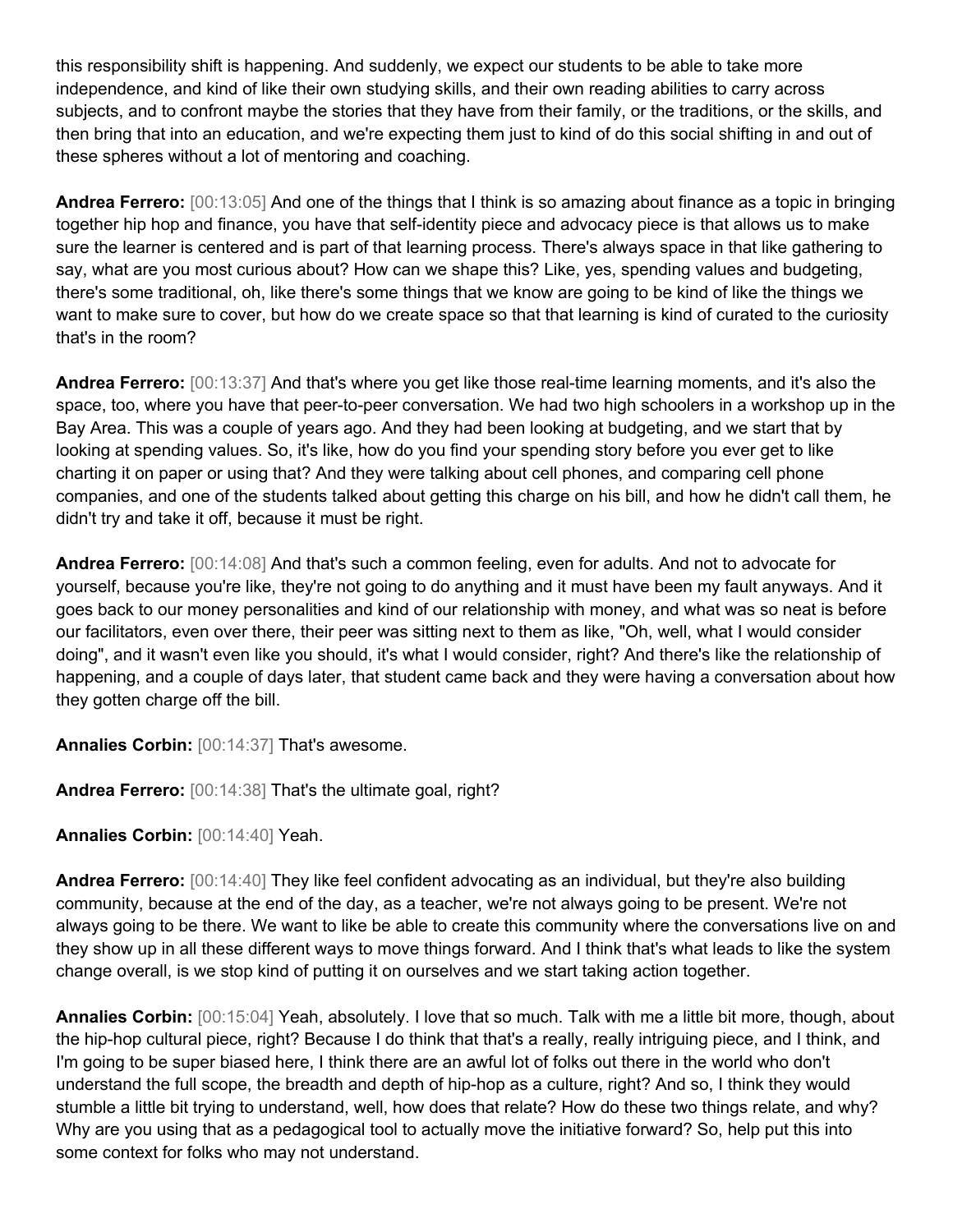this responsibility shift is happening. And suddenly, we expect our students to be able to take more independence, and kind of like their own studying skills, and their own reading abilities to carry across subjects, and to confront maybe the stories that they have from their family, or the traditions, or the skills, and then bring that into an education, and we're expecting them just to kind of do this social shifting in and out of these spheres without a lot of mentoring and coaching.

**Andrea Ferrero:** [00:13:05] And one of the things that I think is so amazing about finance as a topic in bringing together hip hop and finance, you have that self-identity piece and advocacy piece is that allows us to make sure the learner is centered and is part of that learning process. There's always space in that like gathering to say, what are you most curious about? How can we shape this? Like, yes, spending values and budgeting, there's some traditional, oh, like there's some things that we know are going to be kind of like the things we want to make sure to cover, but how do we create space so that that learning is kind of curated to the curiosity that's in the room?

**Andrea Ferrero:** [00:13:37] And that's where you get like those real-time learning moments, and it's also the space, too, where you have that peer-to-peer conversation. We had two high schoolers in a workshop up in the Bay Area. This was a couple of years ago. And they had been looking at budgeting, and we start that by looking at spending values. So, it's like, how do you find your spending story before you ever get to like charting it on paper or using that? And they were talking about cell phones, and comparing cell phone companies, and one of the students talked about getting this charge on his bill, and how he didn't call them, he didn't try and take it off, because it must be right.

**Andrea Ferrero:** [00:14:08] And that's such a common feeling, even for adults. And not to advocate for yourself, because you're like, they're not going to do anything and it must have been my fault anyways. And it goes back to our money personalities and kind of our relationship with money, and what was so neat is before our facilitators, even over there, their peer was sitting next to them as like, "Oh, well, what I would consider doing", and it wasn't even like you should, it's what I would consider, right? And there's like the relationship of happening, and a couple of days later, that student came back and they were having a conversation about how they gotten charge off the bill.

**Annalies Corbin:** [00:14:37] That's awesome.

**Andrea Ferrero:** [00:14:38] That's the ultimate goal, right?

**Annalies Corbin:** [00:14:40] Yeah.

**Andrea Ferrero:** [00:14:40] They like feel confident advocating as an individual, but they're also building community, because at the end of the day, as a teacher, we're not always going to be present. We're not always going to be there. We want to like be able to create this community where the conversations live on and they show up in all these different ways to move things forward. And I think that's what leads to like the system change overall, is we stop kind of putting it on ourselves and we start taking action together.

**Annalies Corbin:** [00:15:04] Yeah, absolutely. I love that so much. Talk with me a little bit more, though, about the hip-hop cultural piece, right? Because I do think that that's a really, really intriguing piece, and I think, and I'm going to be super biased here, I think there are an awful lot of folks out there in the world who don't understand the full scope, the breadth and depth of hip-hop as a culture, right? And so, I think they would stumble a little bit trying to understand, well, how does that relate? How do these two things relate, and why? Why are you using that as a pedagogical tool to actually move the initiative forward? So, help put this into some context for folks who may not understand.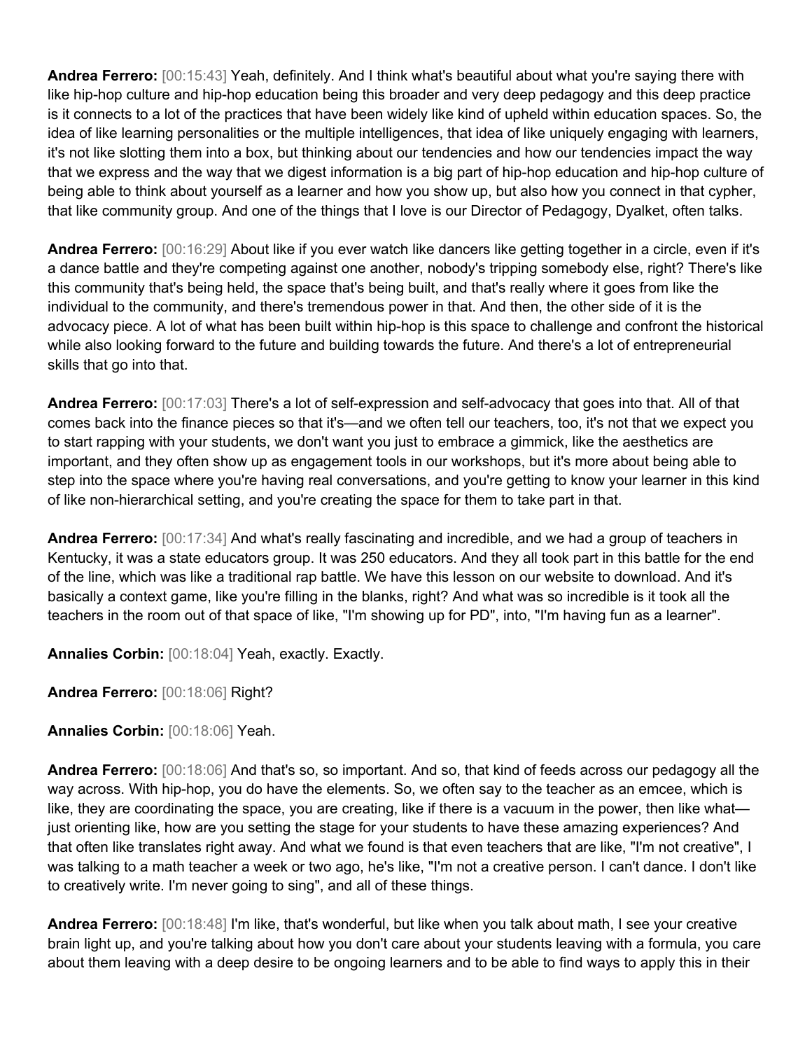**Andrea Ferrero:** [00:15:43] Yeah, definitely. And I think what's beautiful about what you're saying there with like hip-hop culture and hip-hop education being this broader and very deep pedagogy and this deep practice is it connects to a lot of the practices that have been widely like kind of upheld within education spaces. So, the idea of like learning personalities or the multiple intelligences, that idea of like uniquely engaging with learners, it's not like slotting them into a box, but thinking about our tendencies and how our tendencies impact the way that we express and the way that we digest information is a big part of hip-hop education and hip-hop culture of being able to think about yourself as a learner and how you show up, but also how you connect in that cypher, that like community group. And one of the things that I love is our Director of Pedagogy, Dyalket, often talks.

**Andrea Ferrero:** [00:16:29] About like if you ever watch like dancers like getting together in a circle, even if it's a dance battle and they're competing against one another, nobody's tripping somebody else, right? There's like this community that's being held, the space that's being built, and that's really where it goes from like the individual to the community, and there's tremendous power in that. And then, the other side of it is the advocacy piece. A lot of what has been built within hip-hop is this space to challenge and confront the historical while also looking forward to the future and building towards the future. And there's a lot of entrepreneurial skills that go into that.

**Andrea Ferrero:** [00:17:03] There's a lot of self-expression and self-advocacy that goes into that. All of that comes back into the finance pieces so that it's—and we often tell our teachers, too, it's not that we expect you to start rapping with your students, we don't want you just to embrace a gimmick, like the aesthetics are important, and they often show up as engagement tools in our workshops, but it's more about being able to step into the space where you're having real conversations, and you're getting to know your learner in this kind of like non-hierarchical setting, and you're creating the space for them to take part in that.

**Andrea Ferrero:** [00:17:34] And what's really fascinating and incredible, and we had a group of teachers in Kentucky, it was a state educators group. It was 250 educators. And they all took part in this battle for the end of the line, which was like a traditional rap battle. We have this lesson on our website to download. And it's basically a context game, like you're filling in the blanks, right? And what was so incredible is it took all the teachers in the room out of that space of like, "I'm showing up for PD", into, "I'm having fun as a learner".

**Annalies Corbin:** [00:18:04] Yeah, exactly. Exactly.

**Andrea Ferrero:** [00:18:06] Right?

**Annalies Corbin:** [00:18:06] Yeah.

**Andrea Ferrero:** [00:18:06] And that's so, so important. And so, that kind of feeds across our pedagogy all the way across. With hip-hop, you do have the elements. So, we often say to the teacher as an emcee, which is like, they are coordinating the space, you are creating, like if there is a vacuum in the power, then like what—just orienting like, how are you setting the stage for your students to have these amazing experiences? And that often like translates right away. And what we found is that even teachers that are like, "I'm not creative", I was talking to a math teacher a week or two ago, he's like, "I'm not a creative person. I can't dance. I don't like to creatively write. I'm never going to sing", and all of these things.

**Andrea Ferrero:** [00:18:48] I'm like, that's wonderful, but like when you talk about math, I see your creative brain light up, and you're talking about how you don't care about your students leaving with a formula, you care about them leaving with a deep desire to be ongoing learners and to be able to find ways to apply this in their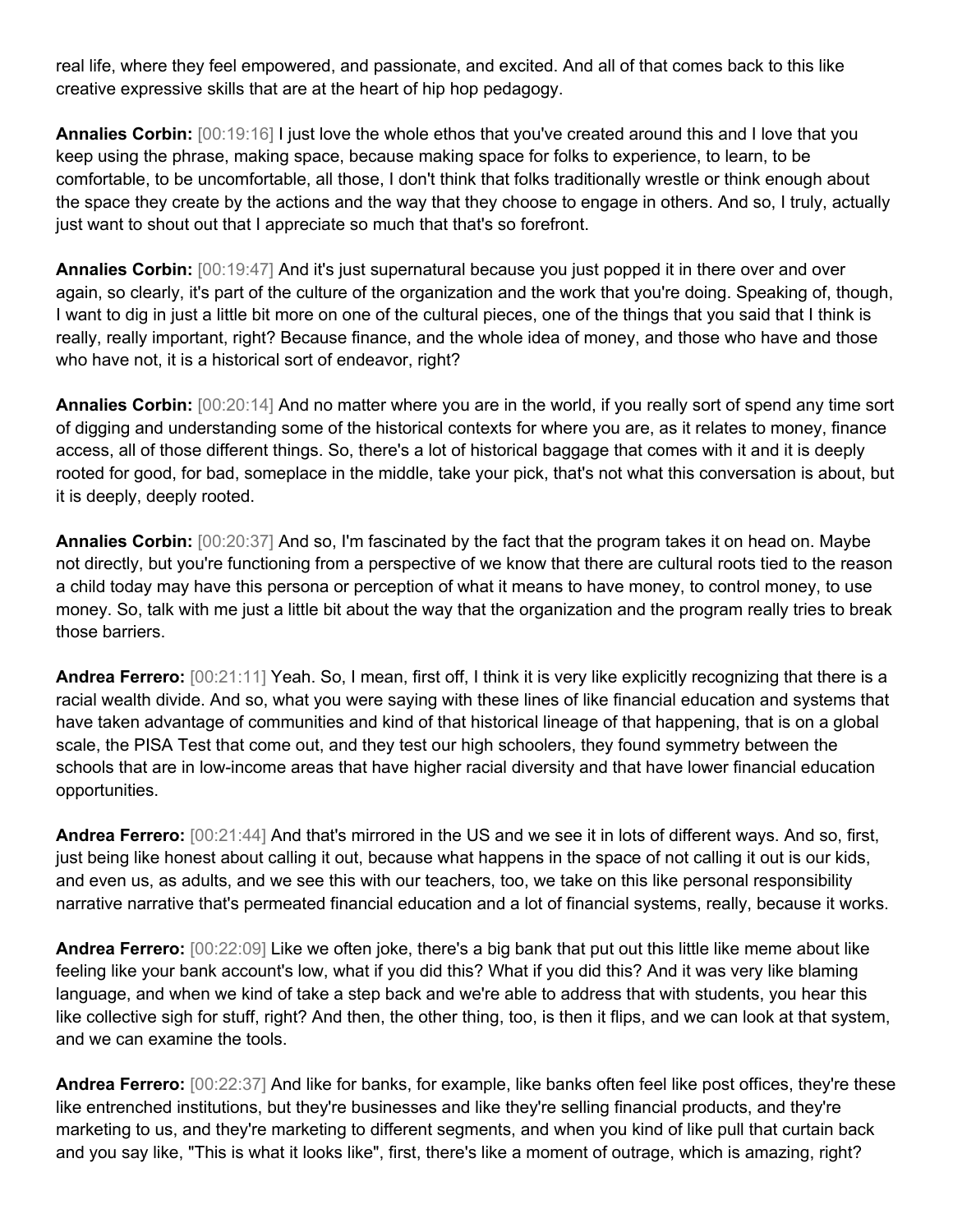real life, where they feel empowered, and passionate, and excited. And all of that comes back to this like creative expressive skills that are at the heart of hip hop pedagogy.

**Annalies Corbin:** [00:19:16] I just love the whole ethos that you've created around this and I love that you keep using the phrase, making space, because making space for folks to experience, to learn, to be comfortable, to be uncomfortable, all those, I don't think that folks traditionally wrestle or think enough about the space they create by the actions and the way that they choose to engage in others. And so, I truly, actually just want to shout out that I appreciate so much that that's so forefront.

**Annalies Corbin:** [00:19:47] And it's just supernatural because you just popped it in there over and over again, so clearly, it's part of the culture of the organization and the work that you're doing. Speaking of, though, I want to dig in just a little bit more on one of the cultural pieces, one of the things that you said that I think is really, really important, right? Because finance, and the whole idea of money, and those who have and those who have not, it is a historical sort of endeavor, right?

**Annalies Corbin:** [00:20:14] And no matter where you are in the world, if you really sort of spend any time sort of digging and understanding some of the historical contexts for where you are, as it relates to money, finance access, all of those different things. So, there's a lot of historical baggage that comes with it and it is deeply rooted for good, for bad, someplace in the middle, take your pick, that's not what this conversation is about, but it is deeply, deeply rooted.

**Annalies Corbin:** [00:20:37] And so, I'm fascinated by the fact that the program takes it on head on. Maybe not directly, but you're functioning from a perspective of we know that there are cultural roots tied to the reason a child today may have this persona or perception of what it means to have money, to control money, to use money. So, talk with me just a little bit about the way that the organization and the program really tries to break those barriers.

**Andrea Ferrero:** [00:21:11] Yeah. So, I mean, first off, I think it is very like explicitly recognizing that there is a racial wealth divide. And so, what you were saying with these lines of like financial education and systems that have taken advantage of communities and kind of that historical lineage of that happening, that is on a global scale, the PISA Test that come out, and they test our high schoolers, they found symmetry between the schools that are in low-income areas that have higher racial diversity and that have lower financial education opportunities.

**Andrea Ferrero:** [00:21:44] And that's mirrored in the US and we see it in lots of different ways. And so, first, just being like honest about calling it out, because what happens in the space of not calling it out is our kids, and even us, as adults, and we see this with our teachers, too, we take on this like personal responsibility narrative narrative that's permeated financial education and a lot of financial systems, really, because it works.

**Andrea Ferrero:** [00:22:09] Like we often joke, there's a big bank that put out this little like meme about like feeling like your bank account's low, what if you did this? What if you did this? And it was very like blaming language, and when we kind of take a step back and we're able to address that with students, you hear this like collective sigh for stuff, right? And then, the other thing, too, is then it flips, and we can look at that system, and we can examine the tools.

**Andrea Ferrero:** [00:22:37] And like for banks, for example, like banks often feel like post offices, they're these like entrenched institutions, but they're businesses and like they're selling financial products, and they're marketing to us, and they're marketing to different segments, and when you kind of like pull that curtain back and you say like, "This is what it looks like", first, there's like a moment of outrage, which is amazing, right?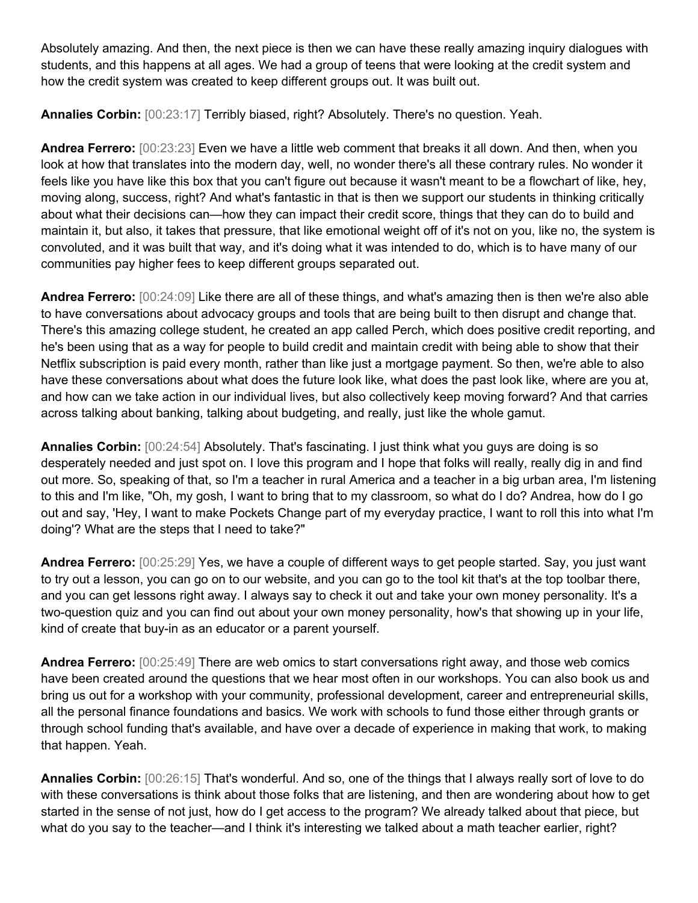Absolutely amazing. And then, the next piece is then we can have these really amazing inquiry dialogues with students, and this happens at all ages. We had a group of teens that were looking at the credit system and how the credit system was created to keep different groups out. It was built out.

**Annalies Corbin:** [00:23:17] Terribly biased, right? Absolutely. There's no question. Yeah.

**Andrea Ferrero:** [00:23:23] Even we have a little web comment that breaks it all down. And then, when you look at how that translates into the modern day, well, no wonder there's all these contrary rules. No wonder it feels like you have like this box that you can't figure out because it wasn't meant to be a flowchart of like, hey, moving along, success, right? And what's fantastic in that is then we support our students in thinking critically about what their decisions can—how they can impact their credit score, things that they can do to build and maintain it, but also, it takes that pressure, that like emotional weight off of it's not on you, like no, the system is convoluted, and it was built that way, and it's doing what it was intended to do, which is to have many of our communities pay higher fees to keep different groups separated out.

**Andrea Ferrero:** [00:24:09] Like there are all of these things, and what's amazing then is then we're also able to have conversations about advocacy groups and tools that are being built to then disrupt and change that. There's this amazing college student, he created an app called Perch, which does positive credit reporting, and he's been using that as a way for people to build credit and maintain credit with being able to show that their Netflix subscription is paid every month, rather than like just a mortgage payment. So then, we're able to also have these conversations about what does the future look like, what does the past look like, where are you at, and how can we take action in our individual lives, but also collectively keep moving forward? And that carries across talking about banking, talking about budgeting, and really, just like the whole gamut.

**Annalies Corbin:** [00:24:54] Absolutely. That's fascinating. I just think what you guys are doing is so desperately needed and just spot on. I love this program and I hope that folks will really, really dig in and find out more. So, speaking of that, so I'm a teacher in rural America and a teacher in a big urban area, I'm listening to this and I'm like, "Oh, my gosh, I want to bring that to my classroom, so what do I do? Andrea, how do I go out and say, 'Hey, I want to make Pockets Change part of my everyday practice, I want to roll this into what I'm doing'? What are the steps that I need to take?"

**Andrea Ferrero:** [00:25:29] Yes, we have a couple of different ways to get people started. Say, you just want to try out a lesson, you can go on to our website, and you can go to the tool kit that's at the top toolbar there, and you can get lessons right away. I always say to check it out and take your own money personality. It's a two-question quiz and you can find out about your own money personality, how's that showing up in your life, kind of create that buy-in as an educator or a parent yourself.

**Andrea Ferrero:** [00:25:49] There are web omics to start conversations right away, and those web comics have been created around the questions that we hear most often in our workshops. You can also book us and bring us out for a workshop with your community, professional development, career and entrepreneurial skills, all the personal finance foundations and basics. We work with schools to fund those either through grants or through school funding that's available, and have over a decade of experience in making that work, to making that happen. Yeah.

**Annalies Corbin:** [00:26:15] That's wonderful. And so, one of the things that I always really sort of love to do with these conversations is think about those folks that are listening, and then are wondering about how to get started in the sense of not just, how do I get access to the program? We already talked about that piece, but what do you say to the teacher—and I think it's interesting we talked about a math teacher earlier, right?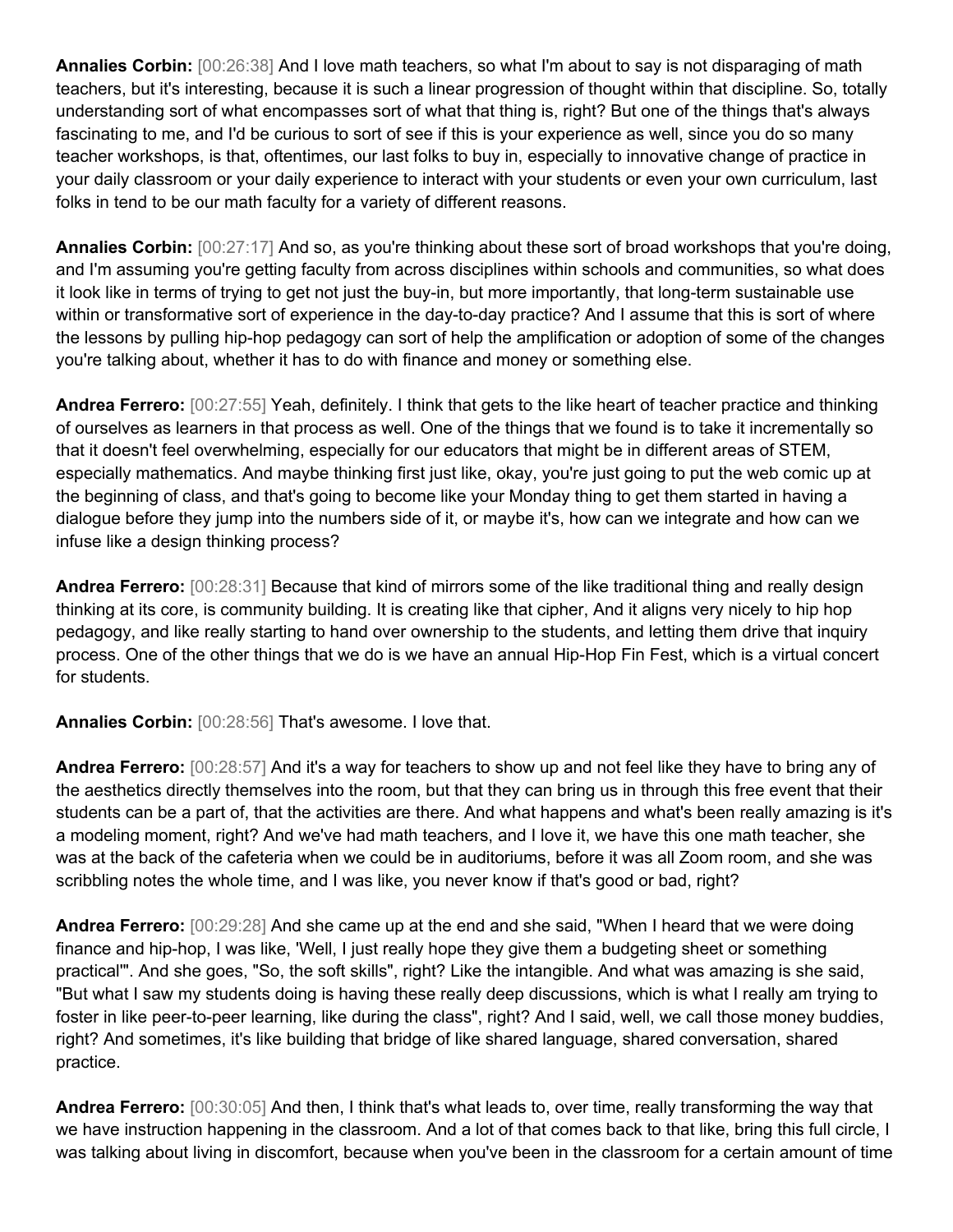**Annalies Corbin:** [00:26:38] And I love math teachers, so what I'm about to say is not disparaging of math teachers, but it's interesting, because it is such a linear progression of thought within that discipline. So, totally understanding sort of what encompasses sort of what that thing is, right? But one of the things that's always fascinating to me, and I'd be curious to sort of see if this is your experience as well, since you do so many teacher workshops, is that, oftentimes, our last folks to buy in, especially to innovative change of practice in your daily classroom or your daily experience to interact with your students or even your own curriculum, last folks in tend to be our math faculty for a variety of different reasons.

**Annalies Corbin:** [00:27:17] And so, as you're thinking about these sort of broad workshops that you're doing, and I'm assuming you're getting faculty from across disciplines within schools and communities, so what does it look like in terms of trying to get not just the buy-in, but more importantly, that long-term sustainable use within or transformative sort of experience in the day-to-day practice? And I assume that this is sort of where the lessons by pulling hip-hop pedagogy can sort of help the amplification or adoption of some of the changes you're talking about, whether it has to do with finance and money or something else.

**Andrea Ferrero:** [00:27:55] Yeah, definitely. I think that gets to the like heart of teacher practice and thinking of ourselves as learners in that process as well. One of the things that we found is to take it incrementally so that it doesn't feel overwhelming, especially for our educators that might be in different areas of STEM, especially mathematics. And maybe thinking first just like, okay, you're just going to put the web comic up at the beginning of class, and that's going to become like your Monday thing to get them started in having a dialogue before they jump into the numbers side of it, or maybe it's, how can we integrate and how can we infuse like a design thinking process?

**Andrea Ferrero:** [00:28:31] Because that kind of mirrors some of the like traditional thing and really design thinking at its core, is community building. It is creating like that cipher, And it aligns very nicely to hip hop pedagogy, and like really starting to hand over ownership to the students, and letting them drive that inquiry process. One of the other things that we do is we have an annual Hip-Hop Fin Fest, which is a virtual concert for students.

**Annalies Corbin:** [00:28:56] That's awesome. I love that.

**Andrea Ferrero:** [00:28:57] And it's a way for teachers to show up and not feel like they have to bring any of the aesthetics directly themselves into the room, but that they can bring us in through this free event that their students can be a part of, that the activities are there. And what happens and what's been really amazing is it's a modeling moment, right? And we've had math teachers, and I love it, we have this one math teacher, she was at the back of the cafeteria when we could be in auditoriums, before it was all Zoom room, and she was scribbling notes the whole time, and I was like, you never know if that's good or bad, right?

**Andrea Ferrero:** [00:29:28] And she came up at the end and she said, "When I heard that we were doing finance and hip-hop, I was like, 'Well, I just really hope they give them a budgeting sheet or something practical'". And she goes, "So, the soft skills", right? Like the intangible. And what was amazing is she said, "But what I saw my students doing is having these really deep discussions, which is what I really am trying to foster in like peer-to-peer learning, like during the class", right? And I said, well, we call those money buddies, right? And sometimes, it's like building that bridge of like shared language, shared conversation, shared practice.

**Andrea Ferrero:** [00:30:05] And then, I think that's what leads to, over time, really transforming the way that we have instruction happening in the classroom. And a lot of that comes back to that like, bring this full circle, I was talking about living in discomfort, because when you've been in the classroom for a certain amount of time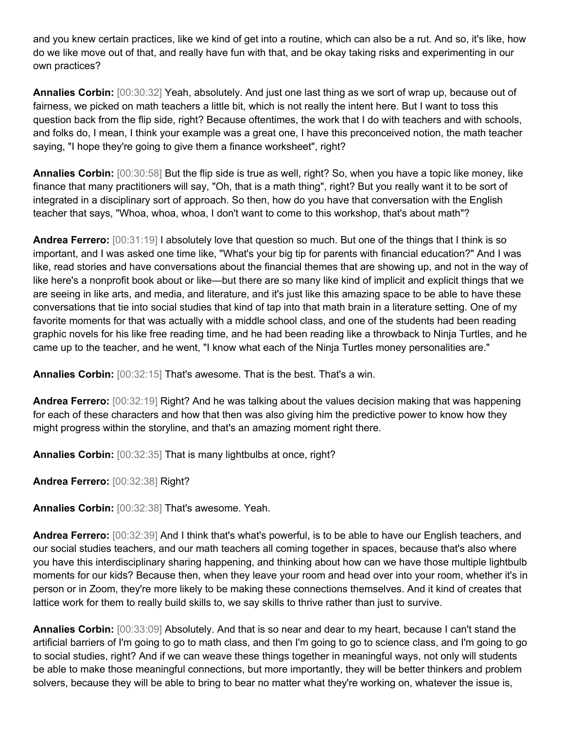and you knew certain practices, like we kind of get into a routine, which can also be a rut. And so, it's like, how do we like move out of that, and really have fun with that, and be okay taking risks and experimenting in our own practices?

**Annalies Corbin:** [00:30:32] Yeah, absolutely. And just one last thing as we sort of wrap up, because out of fairness, we picked on math teachers a little bit, which is not really the intent here. But I want to toss this question back from the flip side, right? Because oftentimes, the work that I do with teachers and with schools, and folks do, I mean, I think your example was a great one, I have this preconceived notion, the math teacher saying, "I hope they're going to give them a finance worksheet", right?

**Annalies Corbin:** [00:30:58] But the flip side is true as well, right? So, when you have a topic like money, like finance that many practitioners will say, "Oh, that is a math thing", right? But you really want it to be sort of integrated in a disciplinary sort of approach. So then, how do you have that conversation with the English teacher that says, "Whoa, whoa, whoa, I don't want to come to this workshop, that's about math"?

**Andrea Ferrero:** [00:31:19] I absolutely love that question so much. But one of the things that I think is so important, and I was asked one time like, "What's your big tip for parents with financial education?" And I was like, read stories and have conversations about the financial themes that are showing up, and not in the way of like here's a nonprofit book about or like—but there are so many like kind of implicit and explicit things that we are seeing in like arts, and media, and literature, and it's just like this amazing space to be able to have these conversations that tie into social studies that kind of tap into that math brain in a literature setting. One of my favorite moments for that was actually with a middle school class, and one of the students had been reading graphic novels for his like free reading time, and he had been reading like a throwback to Ninja Turtles, and he came up to the teacher, and he went, "I know what each of the Ninja Turtles money personalities are."

**Annalies Corbin:** [00:32:15] That's awesome. That is the best. That's a win.

**Andrea Ferrero:** [00:32:19] Right? And he was talking about the values decision making that was happening for each of these characters and how that then was also giving him the predictive power to know how they might progress within the storyline, and that's an amazing moment right there.

**Annalies Corbin:** [00:32:35] That is many lightbulbs at once, right?

**Andrea Ferrero:** [00:32:38] Right?

**Annalies Corbin:** [00:32:38] That's awesome. Yeah.

**Andrea Ferrero:** [00:32:39] And I think that's what's powerful, is to be able to have our English teachers, and our social studies teachers, and our math teachers all coming together in spaces, because that's also where you have this interdisciplinary sharing happening, and thinking about how can we have those multiple lightbulb moments for our kids? Because then, when they leave your room and head over into your room, whether it's in person or in Zoom, they're more likely to be making these connections themselves. And it kind of creates that lattice work for them to really build skills to, we say skills to thrive rather than just to survive.

**Annalies Corbin:** [00:33:09] Absolutely. And that is so near and dear to my heart, because I can't stand the artificial barriers of I'm going to go to math class, and then I'm going to go to science class, and I'm going to go to social studies, right? And if we can weave these things together in meaningful ways, not only will students be able to make those meaningful connections, but more importantly, they will be better thinkers and problem solvers, because they will be able to bring to bear no matter what they're working on, whatever the issue is,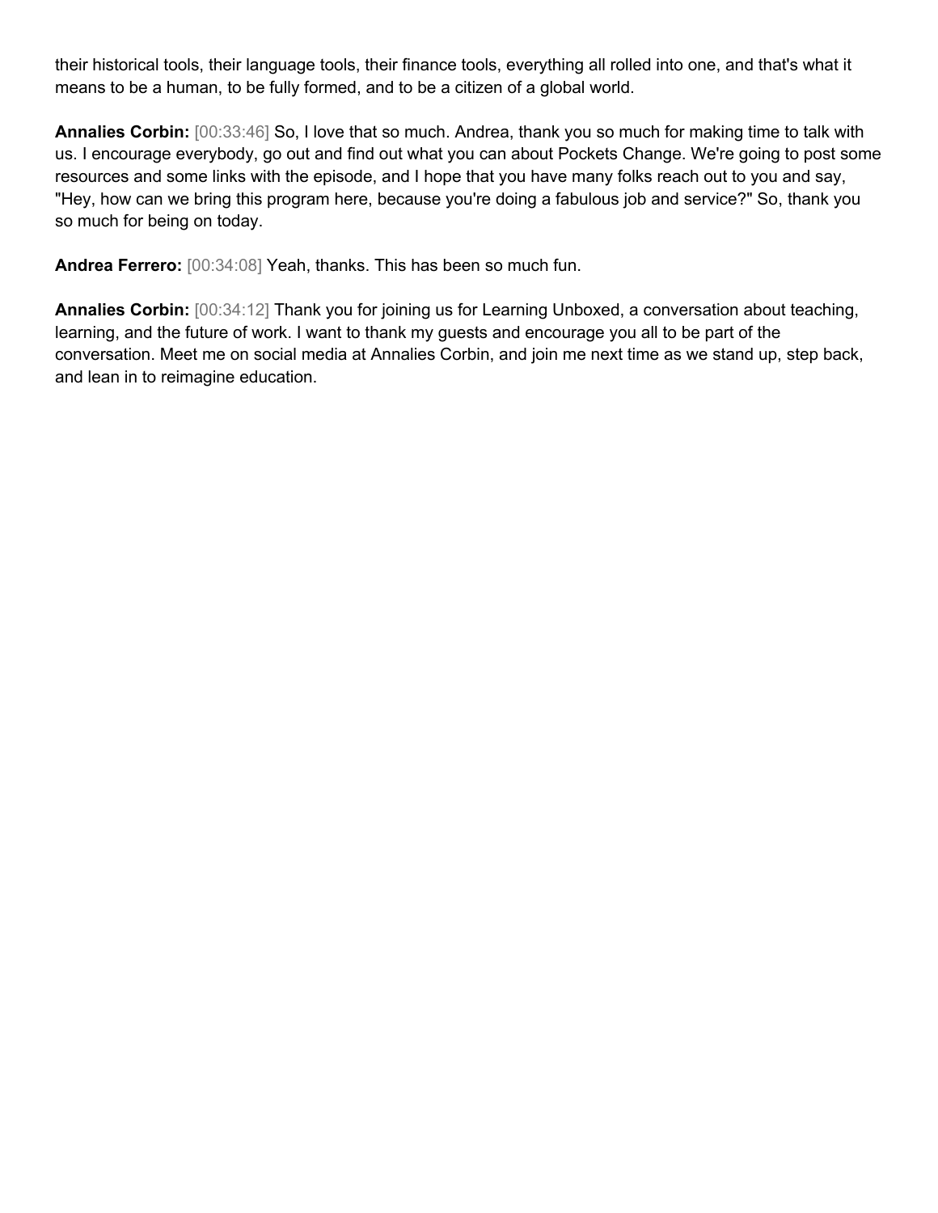their historical tools, their language tools, their finance tools, everything all rolled into one, and that's what it means to be a human, to be fully formed, and to be a citizen of a global world.

**Annalies Corbin:** [00:33:46] So, I love that so much. Andrea, thank you so much for making time to talk with us. I encourage everybody, go out and find out what you can about Pockets Change. We're going to post some resources and some links with the episode, and I hope that you have many folks reach out to you and say, "Hey, how can we bring this program here, because you're doing a fabulous job and service?" So, thank you so much for being on today.

**Andrea Ferrero:** [00:34:08] Yeah, thanks. This has been so much fun.

**Annalies Corbin:** [00:34:12] Thank you for joining us for Learning Unboxed, a conversation about teaching, learning, and the future of work. I want to thank my guests and encourage you all to be part of the conversation. Meet me on social media at Annalies Corbin, and join me next time as we stand up, step back, and lean in to reimagine education.